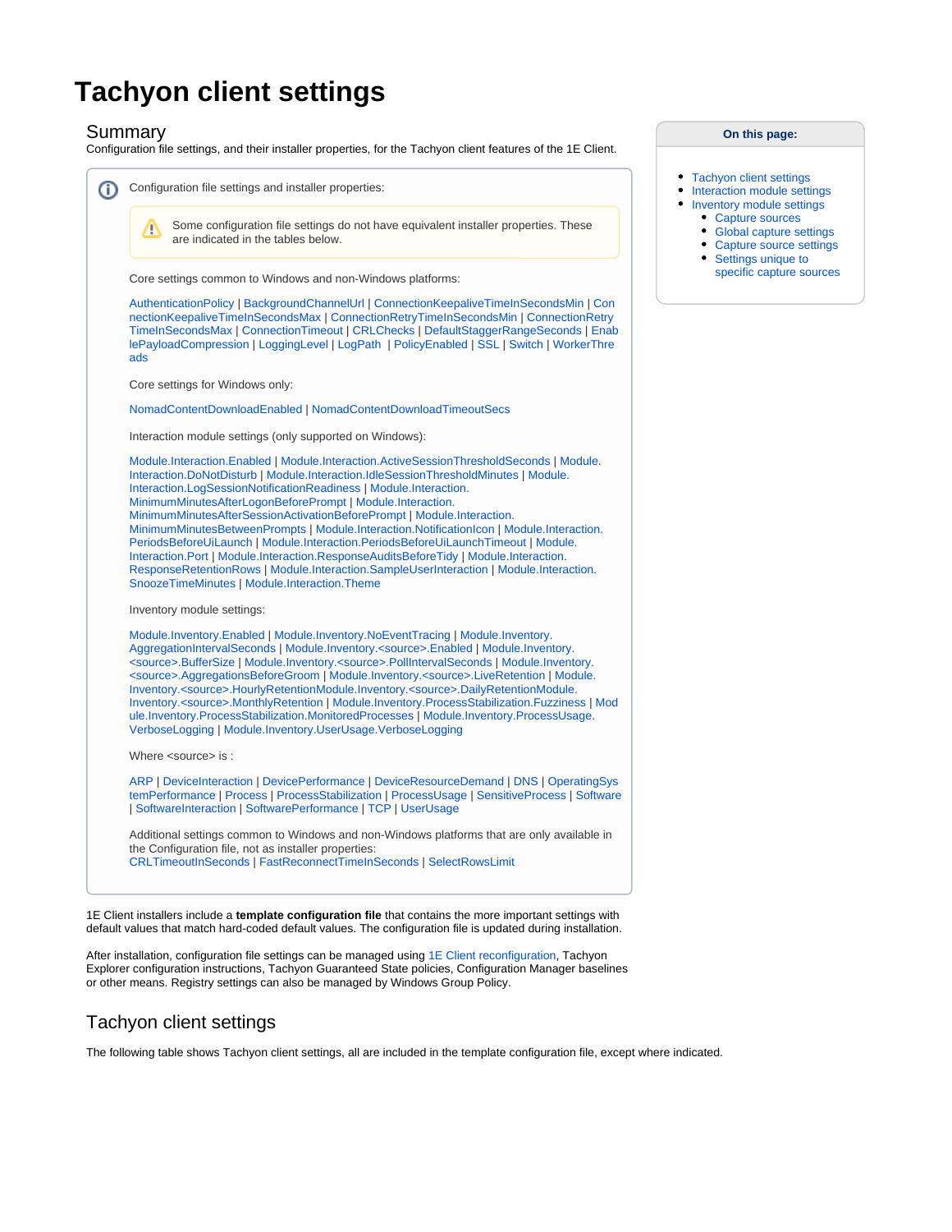# Tachyon client settings

## Summary

Configuration file settings, and their installer properties, for the Tachyon client features of the 1E Client.

**On this page:**

- Tachyon client settings
- Interaction module settings
- Inventory module settings
  - Capture sources
  - Global capture settings
  - Capture source settings
  - Settings unique to specific capture sources

> Configuration file settings and installer properties:
>
> > Some configuration file settings do not have equivalent installer properties. These are indicated in the tables below.
>
> Core settings common to Windows and non-Windows platforms:
>
> AuthenticationPolicy | BackgroundChannelUrl | ConnectionKeepaliveTimeInSecondsMin | ConnectionKeepaliveTimeInSecondsMax | ConnectionRetryTimeInSecondsMin | ConnectionRetryTimeInSecondsMax | ConnectionTimeout | CRLChecks | DefaultStaggerRangeSeconds | EnablePayloadCompression | LoggingLevel | LogPath | PolicyEnabled | SSL | Switch | WorkerThreads
>
> Core settings for Windows only:
>
> NomadContentDownloadEnabled | NomadContentDownloadTimeoutSecs
>
> Interaction module settings (only supported on Windows):
>
> Module.Interaction.Enabled | Module.Interaction.ActiveSessionThresholdSeconds | Module.Interaction.DoNotDisturb | Module.Interaction.IdleSessionThresholdMinutes | Module.Interaction.LogSessionNotificationReadiness | Module.Interaction.MinimumMinutesAfterLogonBeforePrompt | Module.Interaction.MinimumMinutesAfterSessionActivationBeforePrompt | Module.Interaction.MinimumMinutesBetweenPrompts | Module.Interaction.NotificationIcon | Module.Interaction.PeriodsBeforeUiLaunch | Module.Interaction.PeriodsBeforeUiLaunchTimeout | Module.Interaction.Port | Module.Interaction.ResponseAuditsBeforeTidy | Module.Interaction.ResponseRetentionRows | Module.Interaction.SampleUserInteraction | Module.Interaction.SnoozeTimeMinutes | Module.Interaction.Theme
>
> Inventory module settings:
>
> Module.Inventory.Enabled | Module.Inventory.NoEventTracing | Module.Inventory.AggregationIntervalSeconds | Module.Inventory.<source>.Enabled | Module.Inventory.<source>.BufferSize | Module.Inventory.<source>.PollIntervalSeconds | Module.Inventory.<source>.AggregationsBeforeGroom | Module.Inventory.<source>.LiveRetention | Module.Inventory.<source>.HourlyRetentionModule.Inventory.<source>.DailyRetentionModule.Inventory.<source>.MonthlyRetention | Module.Inventory.ProcessStabilization.Fuzziness | Module.Inventory.ProcessStabilization.MonitoredProcesses | Module.Inventory.ProcessUsage.VerboseLogging | Module.Inventory.UserUsage.VerboseLogging
>
> Where <source> is :
>
> ARP | DeviceInteraction | DevicePerformance | DeviceResourceDemand | DNS | OperatingSystemPerformance | Process | ProcessStabilization | ProcessUsage | SensitiveProcess | Software | SoftwareInteraction | SoftwarePerformance | TCP | UserUsage
>
> Additional settings common to Windows and non-Windows platforms that are only available in the Configuration file, not as installer properties:
> CRLTimeoutInSeconds | FastReconnectTimeInSeconds | SelectRowsLimit

1E Client installers include a **template configuration file** that contains the more important settings with default values that match hard-coded default values. The configuration file is updated during installation.

After installation, configuration file settings can be managed using 1E Client reconfiguration, Tachyon Explorer configuration instructions, Tachyon Guaranteed State policies, Configuration Manager baselines or other means. Registry settings can also be managed by Windows Group Policy.

## Tachyon client settings

The following table shows Tachyon client settings, all are included in the template configuration file, except where indicated.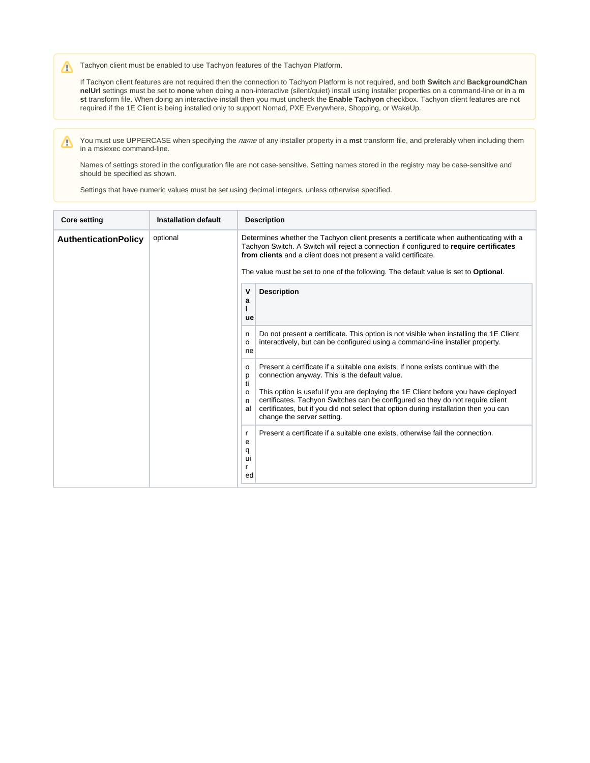> ⚠ Tachyon client must be enabled to use Tachyon features of the Tachyon Platform.
>
> If Tachyon client features are not required then the connection to Tachyon Platform is not required, and both **Switch** and **BackgroundChannelUrl** settings must be set to **none** when doing a non-interactive (silent/quiet) install using installer properties on a command-line or in a **mst** transform file. When doing an interactive install then you must uncheck the **Enable Tachyon** checkbox. Tachyon client features are not required if the 1E Client is being installed only to support Nomad, PXE Everywhere, Shopping, or WakeUp.

> ⚠ You must use UPPERCASE when specifying the *name* of any installer property in a **mst** transform file, and preferably when including them in a msiexec command-line.
>
> Names of settings stored in the configuration file are not case-sensitive. Setting names stored in the registry may be case-sensitive and should be specified as shown.
>
> Settings that have numeric values must be set using decimal integers, unless otherwise specified.

| Core setting | Installation default | Description |
|---|---|---|
| **AuthenticationPolicy** | optional | Determines whether the Tachyon client presents a certificate when authenticating with a Tachyon Switch. A Switch will reject a connection if configured to **require certificates from clients** and a client does not present a valid certificate.<br><br>The value must be set to one of the following. The default value is set to **Optional**.<br><br>**Value**: none — Do not present a certificate. This option is not visible when installing the 1E Client interactively, but can be configured using a command-line installer property.<br><br>**Value**: optional — Present a certificate if a suitable one exists. If none exists continue with the connection anyway. This is the default value. This option is useful if you are deploying the 1E Client before you have deployed certificates. Tachyon Switches can be configured so they do not require client certificates, but if you did not select that option during installation then you can change the server setting.<br><br>**Value**: required — Present a certificate if a suitable one exists, otherwise fail the connection. |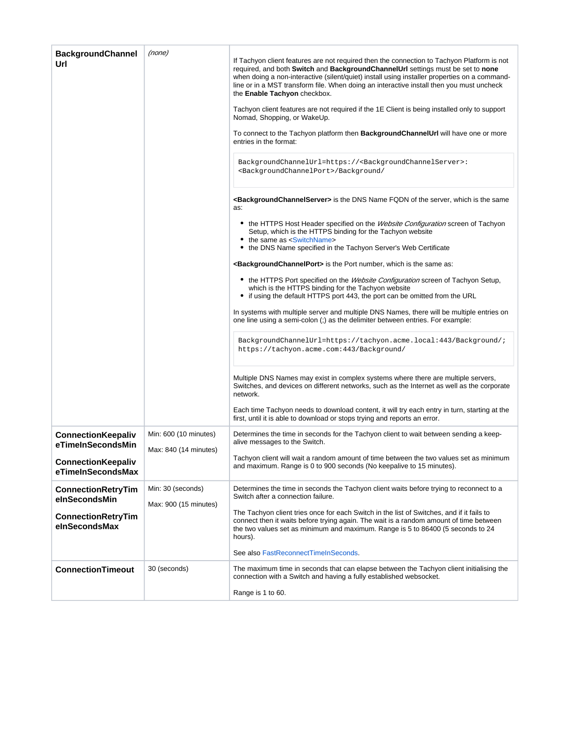| | | |
|---|---|---|
| **BackgroundChannelUrl** | *(none)* | If Tachyon client features are not required then the connection to Tachyon Platform is not required, and both **Switch** and **BackgroundChannelUrl** settings must be set to **none** when doing a non-interactive (silent/quiet) install using installer properties on a command-line or in a MST transform file. When doing an interactive install then you must uncheck the **Enable Tachyon** checkbox.<br><br>Tachyon client features are not required if the 1E Client is being installed only to support Nomad, Shopping, or WakeUp.<br><br>To connect to the Tachyon platform then **BackgroundChannelUrl** will have one or more entries in the format:<br><br>`BackgroundChannelUrl=https://<BackgroundChannelServer>:<BackgroundChannelPort>/Background/`<br><br>**<BackgroundChannelServer>** is the DNS Name FQDN of the server, which is the same as:<br><br>• the HTTPS Host Header specified on the *Website Configuration* screen of Tachyon Setup, which is the HTTPS binding for the Tachyon website<br>• the same as <SwitchName><br>• the DNS Name specified in the Tachyon Server's Web Certificate<br><br>**<BackgroundChannelPort>** is the Port number, which is the same as:<br><br>• the HTTPS Port specified on the *Website Configuration* screen of Tachyon Setup, which is the HTTPS binding for the Tachyon website<br>• if using the default HTTPS port 443, the port can be omitted from the URL<br><br>In systems with multiple server and multiple DNS Names, there will be multiple entries on one line using a semi-colon (;) as the delimiter between entries. For example:<br><br>`BackgroundChannelUrl=https://tachyon.acme.local:443/Background/;https://tachyon.acme.com:443/Background/`<br><br>Multiple DNS Names may exist in complex systems where there are multiple servers, Switches, and devices on different networks, such as the Internet as well as the corporate network.<br><br>Each time Tachyon needs to download content, it will try each entry in turn, starting at the first, until it is able to download or stops trying and reports an error. |
| **ConnectionKeepaliveTimeInSecondsMin**<br><br>**ConnectionKeepaliveTimeInSecondsMax** | Min: 600 (10 minutes)<br><br>Max: 840 (14 minutes) | Determines the time in seconds for the Tachyon client to wait between sending a keep-alive messages to the Switch.<br><br>Tachyon client will wait a random amount of time between the two values set as minimum and maximum. Range is 0 to 900 seconds (No keepalive to 15 minutes). |
| **ConnectionRetryTimeInSecondsMin**<br><br>**ConnectionRetryTimeInSecondsMax** | Min: 30 (seconds)<br><br>Max: 900 (15 minutes) | Determines the time in seconds the Tachyon client waits before trying to reconnect to a Switch after a connection failure.<br><br>The Tachyon client tries once for each Switch in the list of Switches, and if it fails to connect then it waits before trying again. The wait is a random amount of time between the two values set as minimum and maximum. Range is 5 to 86400 (5 seconds to 24 hours).<br><br>See also FastReconnectTimeInSeconds. |
| **ConnectionTimeout** | 30 (seconds) | The maximum time in seconds that can elapse between the Tachyon client initialising the connection with a Switch and having a fully established websocket.<br><br>Range is 1 to 60. |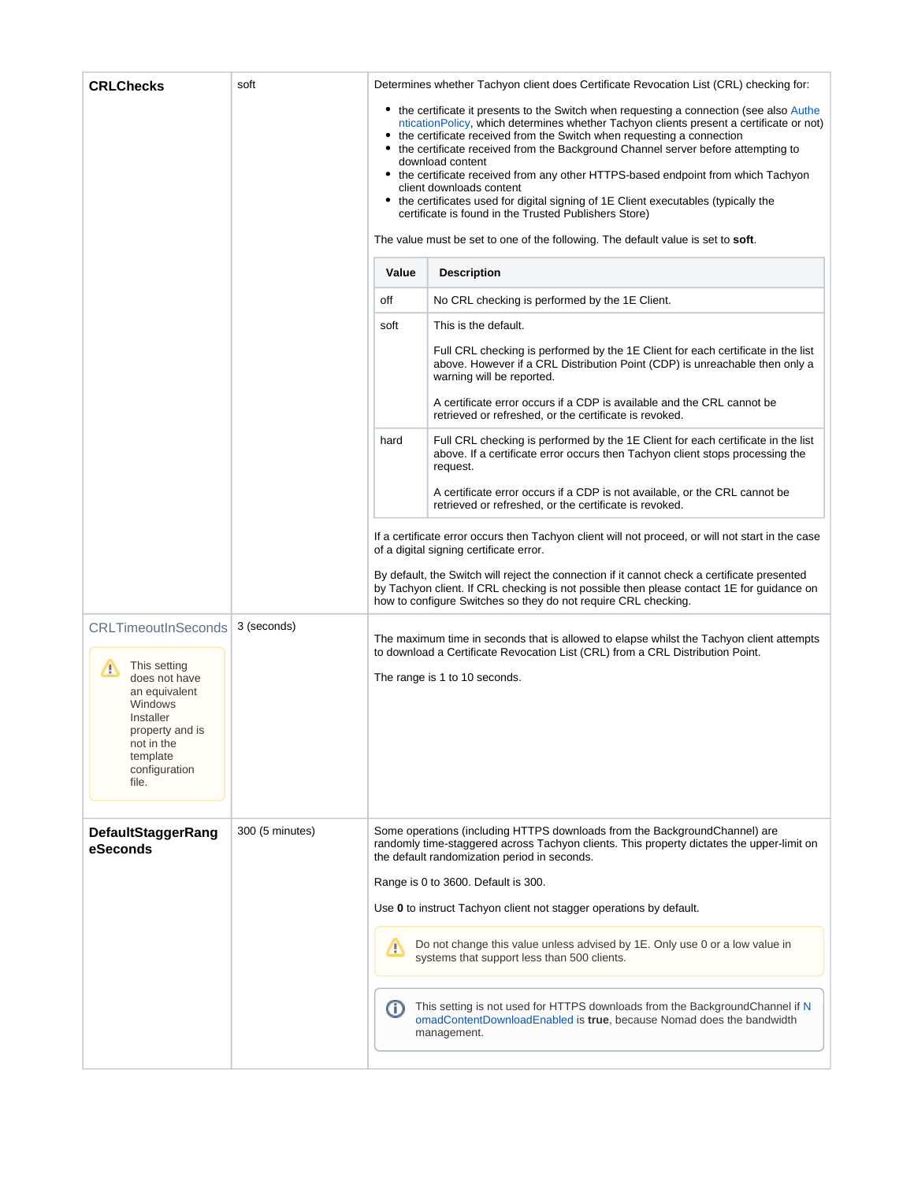| | | |
|---|---|---|
| **CRLChecks** | soft | Determines whether Tachyon client does Certificate Revocation List (CRL) checking for:<br><br>• the certificate it presents to the Switch when requesting a connection (see also AuthenticationPolicy, which determines whether Tachyon clients present a certificate or not)<br>• the certificate received from the Switch when requesting a connection<br>• the certificate received from the Background Channel server before attempting to download content<br>• the certificate received from any other HTTPS-based endpoint from which Tachyon client downloads content<br>• the certificates used for digital signing of 1E Client executables (typically the certificate is found in the Trusted Publishers Store)<br><br>The value must be set to one of the following. The default value is set to **soft**.<br><br>**Value** / **Description**<br>off: No CRL checking is performed by the 1E Client.<br>soft: This is the default.<br>Full CRL checking is performed by the 1E Client for each certificate in the list above. However if a CRL Distribution Point (CDP) is unreachable then only a warning will be reported.<br>A certificate error occurs if a CDP is available and the CRL cannot be retrieved or refreshed, or the certificate is revoked.<br>hard: Full CRL checking is performed by the 1E Client for each certificate in the list above. If a certificate error occurs then Tachyon client stops processing the request.<br>A certificate error occurs if a CDP is not available, or the CRL cannot be retrieved or refreshed, or the certificate is revoked.<br><br>If a certificate error occurs then Tachyon client will not proceed, or will not start in the case of a digital signing certificate error.<br><br>By default, the Switch will reject the connection if it cannot check a certificate presented by Tachyon client. If CRL checking is not possible then please contact 1E for guidance on how to configure Switches so they do not require CRL checking. |
| CRLTimeoutInSeconds<br><br>⚠ This setting does not have an equivalent Windows Installer property and is not in the template configuration file. | 3 (seconds) | The maximum time in seconds that is allowed to elapse whilst the Tachyon client attempts to download a Certificate Revocation List (CRL) from a CRL Distribution Point.<br><br>The range is 1 to 10 seconds. |
| **DefaultStaggerRangeSeconds** | 300 (5 minutes) | Some operations (including HTTPS downloads from the BackgroundChannel) are randomly time-staggered across Tachyon clients. This property dictates the upper-limit on the default randomization period in seconds.<br><br>Range is 0 to 3600. Default is 300.<br><br>Use **0** to instruct Tachyon client not stagger operations by default.<br><br>⚠ Do not change this value unless advised by 1E. Only use 0 or a low value in systems that support less than 500 clients.<br><br>ⓘ This setting is not used for HTTPS downloads from the BackgroundChannel if NomadContentDownloadEnabled is **true**, because Nomad does the bandwidth management. |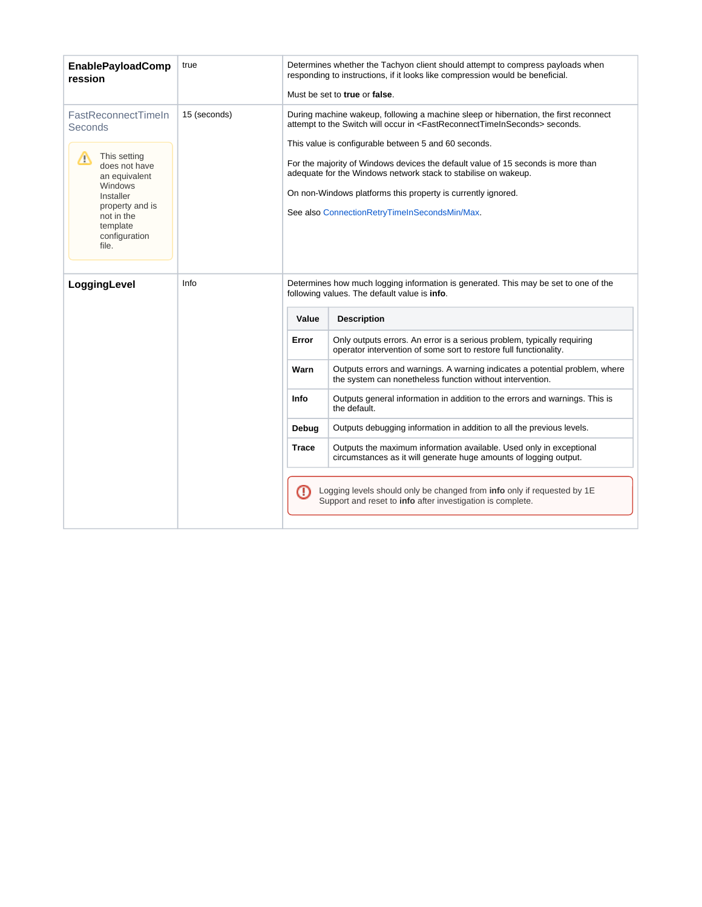| | | |
|---|---|---|
| **EnablePayloadCompression** | true | Determines whether the Tachyon client should attempt to compress payloads when responding to instructions, if it looks like compression would be beneficial.<br><br>Must be set to **true** or **false**. |
| FastReconnectTimeInSeconds<br><br>⚠ This setting does not have an equivalent Windows Installer property and is not in the template configuration file. | 15 (seconds) | During machine wakeup, following a machine sleep or hibernation, the first reconnect attempt to the Switch will occur in <FastReconnectTimeInSeconds> seconds.<br><br>This value is configurable between 5 and 60 seconds.<br><br>For the majority of Windows devices the default value of 15 seconds is more than adequate for the Windows network stack to stabilise on wakeup.<br><br>On non-Windows platforms this property is currently ignored.<br><br>See also ConnectionRetryTimeInSecondsMin/Max. |
| **LoggingLevel** | Info | Determines how much logging information is generated. This may be set to one of the following values. The default value is **info**.<br><br>**Error**: Only outputs errors. An error is a serious problem, typically requiring operator intervention of some sort to restore full functionality.<br>**Warn**: Outputs errors and warnings. A warning indicates a potential problem, where the system can nonetheless function without intervention.<br>**Info**: Outputs general information in addition to the errors and warnings. This is the default.<br>**Debug**: Outputs debugging information in addition to all the previous levels.<br>**Trace**: Outputs the maximum information available. Used only in exceptional circumstances as it will generate huge amounts of logging output.<br><br>ⓘ Logging levels should only be changed from **info** only if requested by 1E Support and reset to **info** after investigation is complete. |

LoggingLevel values:

| Value | Description |
|---|---|
| **Error** | Only outputs errors. An error is a serious problem, typically requiring operator intervention of some sort to restore full functionality. |
| **Warn** | Outputs errors and warnings. A warning indicates a potential problem, where the system can nonetheless function without intervention. |
| **Info** | Outputs general information in addition to the errors and warnings. This is the default. |
| **Debug** | Outputs debugging information in addition to all the previous levels. |
| **Trace** | Outputs the maximum information available. Used only in exceptional circumstances as it will generate huge amounts of logging output. |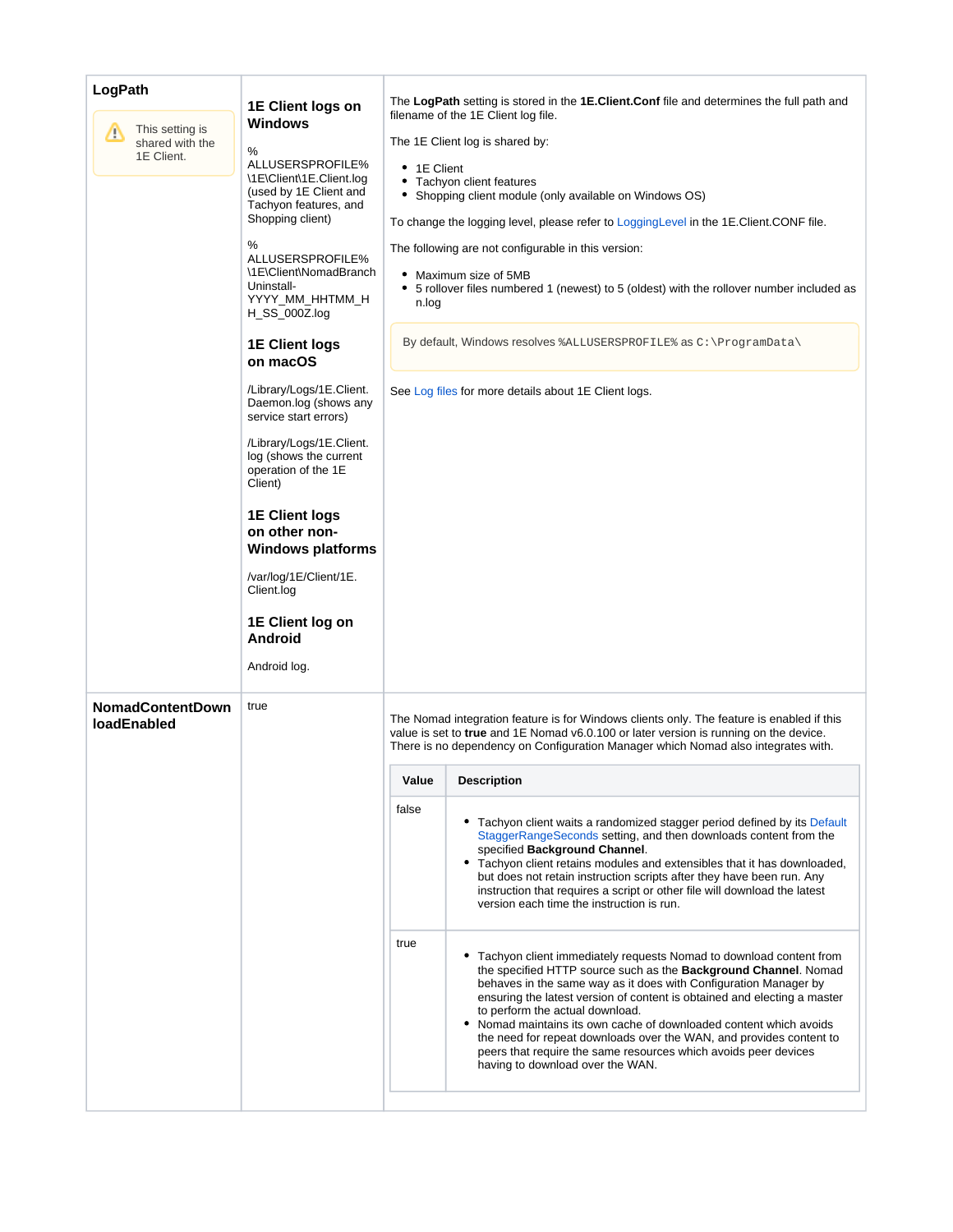| | | |
|---|---|---|
| **LogPath**<br><br>⚠ This setting is shared with the 1E Client. | **1E Client logs on Windows**<br><br>%ALLUSERSPROFILE%\1E\Client\1E.Client.log (used by 1E Client and Tachyon features, and Shopping client)<br><br>%ALLUSERSPROFILE%\1E\Client\NomadBranchUninstall-YYYY_MM_HHTMM_HH_SS_000Z.log<br><br>**1E Client logs on macOS**<br><br>/Library/Logs/1E.Client.Daemon.log (shows any service start errors)<br><br>/Library/Logs/1E.Client.log (shows the current operation of the 1E Client)<br><br>**1E Client logs on other non-Windows platforms**<br><br>/var/log/1E/Client/1E.Client.log<br><br>**1E Client log on Android**<br><br>Android log. | The **LogPath** setting is stored in the **1E.Client.Conf** file and determines the full path and filename of the 1E Client log file.<br><br>The 1E Client log is shared by:<br><br>• 1E Client<br>• Tachyon client features<br>• Shopping client module (only available on Windows OS)<br><br>To change the logging level, please refer to LoggingLevel in the 1E.Client.CONF file.<br><br>The following are not configurable in this version:<br><br>• Maximum size of 5MB<br>• 5 rollover files numbered 1 (newest) to 5 (oldest) with the rollover number included as n.log<br><br>By default, Windows resolves `%ALLUSERSPROFILE%` as `C:\ProgramData\`<br><br>See Log files for more details about 1E Client logs. |
| **NomadContentDownloadEnabled** | true | The Nomad integration feature is for Windows clients only. The feature is enabled if this value is set to **true** and 1E Nomad v6.0.100 or later version is running on the device. There is no dependency on Configuration Manager which Nomad also integrates with.<br><br>**Value: false**<br>• Tachyon client waits a randomized stagger period defined by its Default StaggerRangeSeconds setting, and then downloads content from the specified **Background Channel**.<br>• Tachyon client retains modules and extensibles that it has downloaded, but does not retain instruction scripts after they have been run. Any instruction that requires a script or other file will download the latest version each time the instruction is run.<br><br>**Value: true**<br>• Tachyon client immediately requests Nomad to download content from the specified HTTP source such as the **Background Channel**. Nomad behaves in the same way as it does with Configuration Manager by ensuring the latest version of content is obtained and electing a master to perform the actual download.<br>• Nomad maintains its own cache of downloaded content which avoids the need for repeat downloads over the WAN, and provides content to peers that require the same resources which avoids peer devices having to download over the WAN. |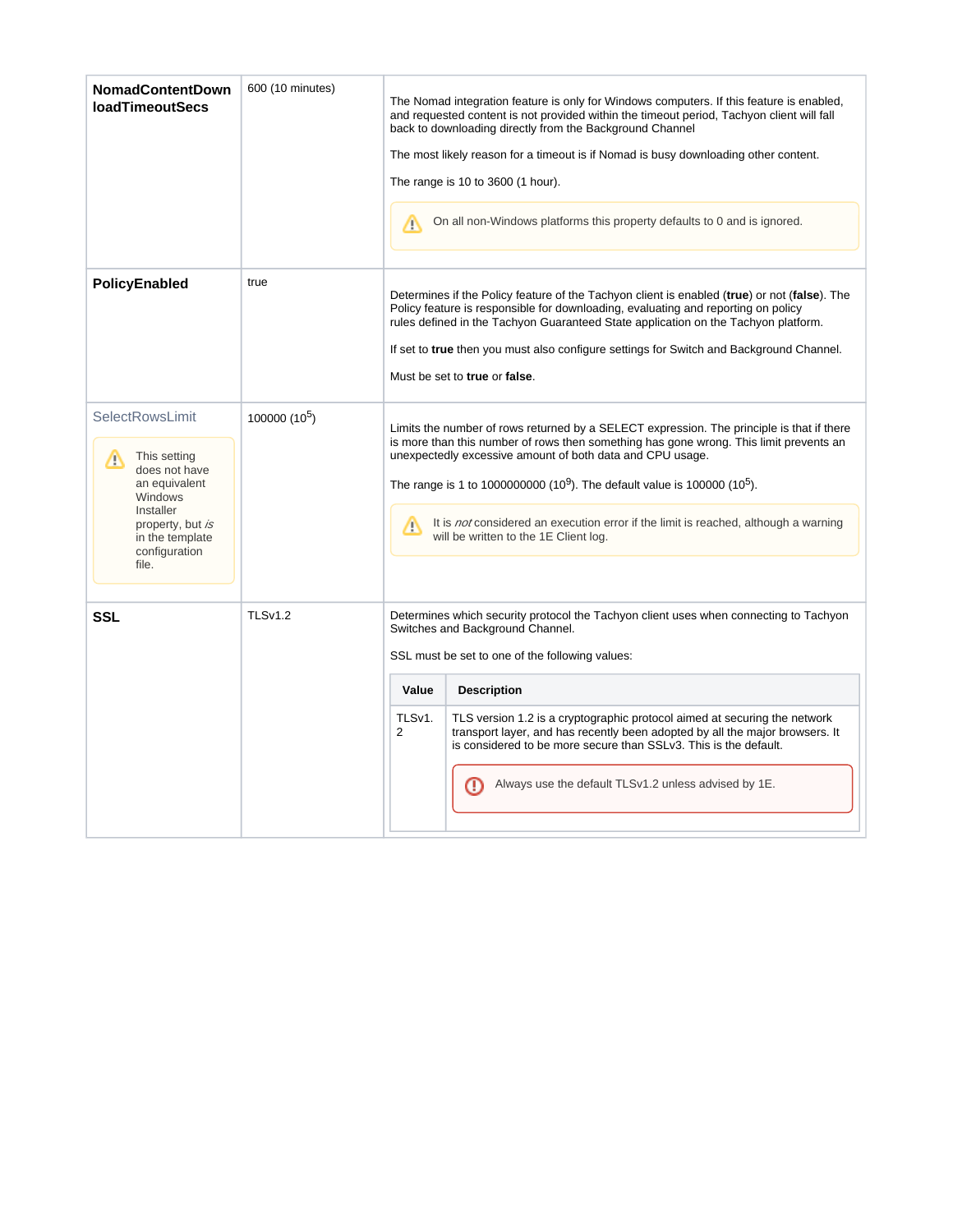| | | |
|---|---|---|
| **NomadContentDownloadTimeoutSecs** | 600 (10 minutes) | The Nomad integration feature is only for Windows computers. If this feature is enabled, and requested content is not provided within the timeout period, Tachyon client will fall back to downloading directly from the Background Channel<br><br>The most likely reason for a timeout is if Nomad is busy downloading other content.<br><br>The range is 10 to 3600 (1 hour).<br><br>⚠ On all non-Windows platforms this property defaults to 0 and is ignored. |
| **PolicyEnabled** | true | Determines if the Policy feature of the Tachyon client is enabled (**true**) or not (**false**). The Policy feature is responsible for downloading, evaluating and reporting on policy rules defined in the Tachyon Guaranteed State application on the Tachyon platform.<br><br>If set to **true** then you must also configure settings for Switch and Background Channel.<br><br>Must be set to **true** or **false**. |
| SelectRowsLimit<br><br>⚠ This setting does not have an equivalent Windows Installer property, but *is* in the template configuration file. | 100000 ($10^5$) | Limits the number of rows returned by a SELECT expression. The principle is that if there is more than this number of rows then something has gone wrong. This limit prevents an unexpectedly excessive amount of both data and CPU usage.<br><br>The range is 1 to 1000000000 ($10^9$). The default value is 100000 ($10^5$).<br><br>⚠ It is *not* considered an execution error if the limit is reached, although a warning will be written to the 1E Client log. |
| **SSL** | TLSv1.2 | Determines which security protocol the Tachyon client uses when connecting to Tachyon Switches and Background Channel.<br><br>SSL must be set to one of the following values:<br><br>**Value**: TLSv1.2 — **Description**: TLS version 1.2 is a cryptographic protocol aimed at securing the network transport layer, and has recently been adopted by all the major browsers. It is considered to be more secure than SSLv3. This is the default.<br><br>ⓘ Always use the default TLSv1.2 unless advised by 1E. |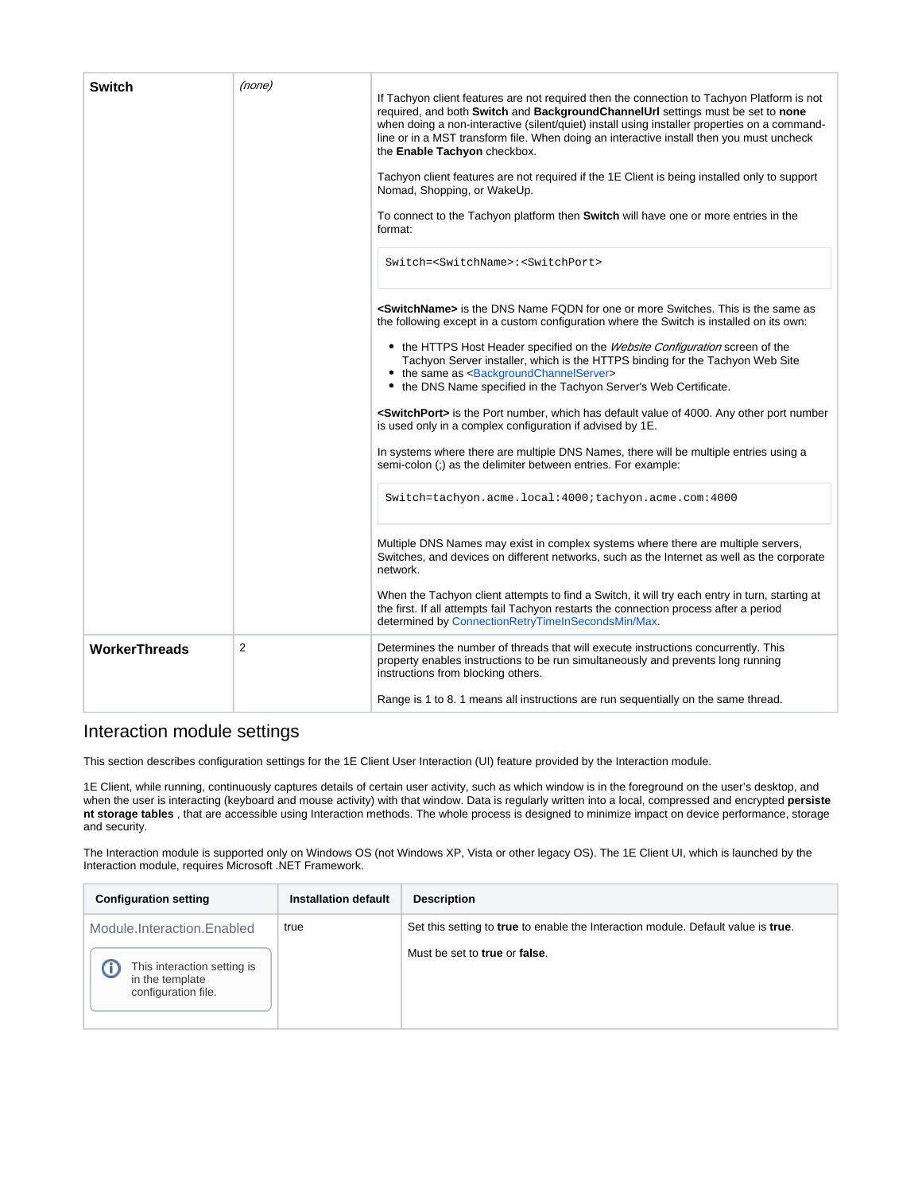| | | |
|---|---|---|
| **Switch** | *(none)* | If Tachyon client features are not required then the connection to Tachyon Platform is not required, and both **Switch** and **BackgroundChannelUrl** settings must be set to **none** when doing a non-interactive (silent/quiet) install using installer properties on a command-line or in a MST transform file. When doing an interactive install then you must uncheck the **Enable Tachyon** checkbox.<br><br>Tachyon client features are not required if the 1E Client is being installed only to support Nomad, Shopping, or WakeUp.<br><br>To connect to the Tachyon platform then **Switch** will have one or more entries in the format:<br><br>`Switch=<SwitchName>:<SwitchPort>`<br><br>**<SwitchName>** is the DNS Name FQDN for one or more Switches. This is the same as the following except in a custom configuration where the Switch is installed on its own:<br><br>• the HTTPS Host Header specified on the *Website Configuration* screen of the Tachyon Server installer, which is the HTTPS binding for the Tachyon Web Site<br>• the same as <BackgroundChannelServer><br>• the DNS Name specified in the Tachyon Server's Web Certificate.<br><br>**<SwitchPort>** is the Port number, which has default value of 4000. Any other port number is used only in a complex configuration if advised by 1E.<br><br>In systems where there are multiple DNS Names, there will be multiple entries using a semi-colon (;) as the delimiter between entries. For example:<br><br>`Switch=tachyon.acme.local:4000;tachyon.acme.com:4000`<br><br>Multiple DNS Names may exist in complex systems where there are multiple servers, Switches, and devices on different networks, such as the Internet as well as the corporate network.<br><br>When the Tachyon client attempts to find a Switch, it will try each entry in turn, starting at the first. If all attempts fail Tachyon restarts the connection process after a period determined by ConnectionRetryTimeInSecondsMin/Max. |
| **WorkerThreads** | 2 | Determines the number of threads that will execute instructions concurrently. This property enables instructions to be run simultaneously and prevents long running instructions from blocking others.<br><br>Range is 1 to 8. 1 means all instructions are run sequentially on the same thread. |

## Interaction module settings

This section describes configuration settings for the 1E Client User Interaction (UI) feature provided by the Interaction module.

1E Client, while running, continuously captures details of certain user activity, such as which window is in the foreground on the user's desktop, and when the user is interacting (keyboard and mouse activity) with that window. Data is regularly written into a local, compressed and encrypted **persistent storage tables** , that are accessible using Interaction methods. The whole process is designed to minimize impact on device performance, storage and security.

The Interaction module is supported only on Windows OS (not Windows XP, Vista or other legacy OS). The 1E Client UI, which is launched by the Interaction module, requires Microsoft .NET Framework.

| Configuration setting | Installation default | Description |
|---|---|---|
| Module.Interaction.Enabled<br><br>ⓘ This interaction setting is in the template configuration file. | true | Set this setting to **true** to enable the Interaction module. Default value is **true**.<br><br>Must be set to **true** or **false**. |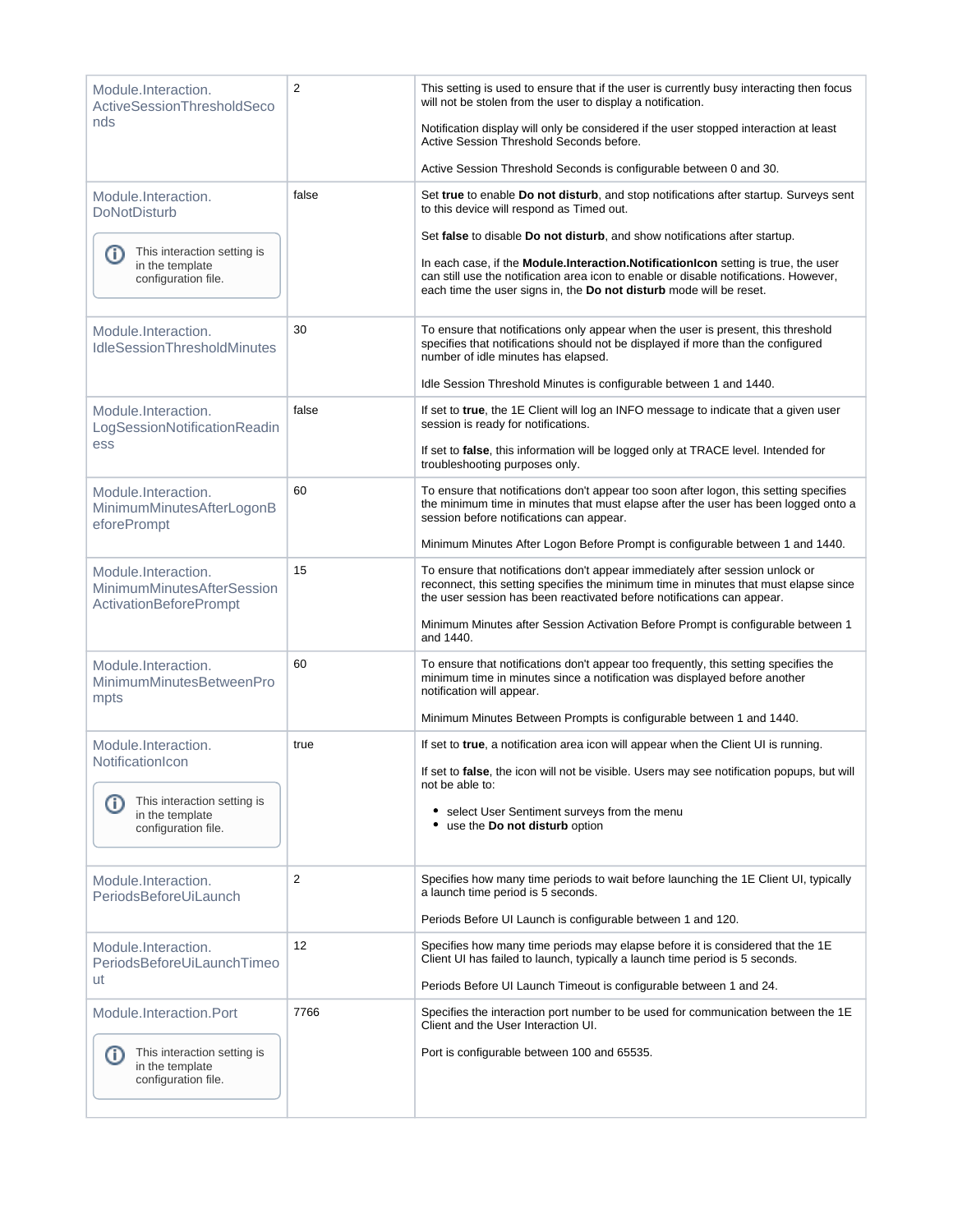| | | |
|---|---|---|
| Module.Interaction.ActiveSessionThresholdSeconds | 2 | This setting is used to ensure that if the user is currently busy interacting then focus will not be stolen from the user to display a notification.<br><br>Notification display will only be considered if the user stopped interaction at least Active Session Threshold Seconds before.<br><br>Active Session Threshold Seconds is configurable between 0 and 30. |
| Module.Interaction.DoNotDisturb<br><br>This interaction setting is in the template configuration file. | false | Set **true** to enable **Do not disturb**, and stop notifications after startup. Surveys sent to this device will respond as Timed out.<br><br>Set **false** to disable **Do not disturb**, and show notifications after startup.<br><br>In each case, if the **Module.Interaction.NotificationIcon** setting is true, the user can still use the notification area icon to enable or disable notifications. However, each time the user signs in, the **Do not disturb** mode will be reset. |
| Module.Interaction.IdleSessionThresholdMinutes | 30 | To ensure that notifications only appear when the user is present, this threshold specifies that notifications should not be displayed if more than the configured number of idle minutes has elapsed.<br><br>Idle Session Threshold Minutes is configurable between 1 and 1440. |
| Module.Interaction.LogSessionNotificationReadiness | false | If set to **true**, the 1E Client will log an INFO message to indicate that a given user session is ready for notifications.<br><br>If set to **false**, this information will be logged only at TRACE level. Intended for troubleshooting purposes only. |
| Module.Interaction.MinimumMinutesAfterLogonBeforePrompt | 60 | To ensure that notifications don't appear too soon after logon, this setting specifies the minimum time in minutes that must elapse after the user has been logged onto a session before notifications can appear.<br><br>Minimum Minutes After Logon Before Prompt is configurable between 1 and 1440. |
| Module.Interaction.MinimumMinutesAfterSessionActivationBeforePrompt | 15 | To ensure that notifications don't appear immediately after session unlock or reconnect, this setting specifies the minimum time in minutes that must elapse since the user session has been reactivated before notifications can appear.<br><br>Minimum Minutes after Session Activation Before Prompt is configurable between 1 and 1440. |
| Module.Interaction.MinimumMinutesBetweenPrompts | 60 | To ensure that notifications don't appear too frequently, this setting specifies the minimum time in minutes since a notification was displayed before another notification will appear.<br><br>Minimum Minutes Between Prompts is configurable between 1 and 1440. |
| Module.Interaction.NotificationIcon<br><br>This interaction setting is in the template configuration file. | true | If set to **true**, a notification area icon will appear when the Client UI is running.<br><br>If set to **false**, the icon will not be visible. Users may see notification popups, but will not be able to:<br>• select User Sentiment surveys from the menu<br>• use the **Do not disturb** option |
| Module.Interaction.PeriodsBeforeUiLaunch | 2 | Specifies how many time periods to wait before launching the 1E Client UI, typically a launch time period is 5 seconds.<br><br>Periods Before UI Launch is configurable between 1 and 120. |
| Module.Interaction.PeriodsBeforeUiLaunchTimeout | 12 | Specifies how many time periods may elapse before it is considered that the 1E Client UI has failed to launch, typically a launch time period is 5 seconds.<br><br>Periods Before UI Launch Timeout is configurable between 1 and 24. |
| Module.Interaction.Port<br><br>This interaction setting is in the template configuration file. | 7766 | Specifies the interaction port number to be used for communication between the 1E Client and the User Interaction UI.<br><br>Port is configurable between 100 and 65535. |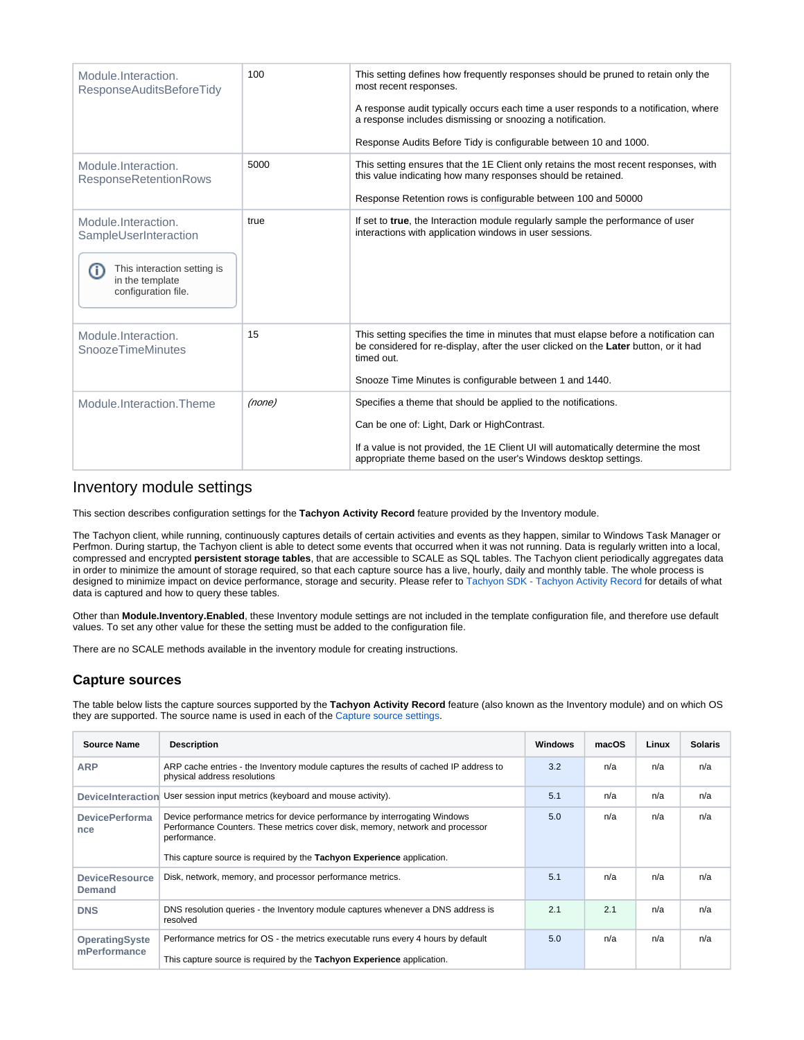| | | |
|---|---|---|
| Module.Interaction.ResponseAuditsBeforeTidy | 100 | This setting defines how frequently responses should be pruned to retain only the most recent responses.<br><br>A response audit typically occurs each time a user responds to a notification, where a response includes dismissing or snoozing a notification.<br><br>Response Audits Before Tidy is configurable between 10 and 1000. |
| Module.Interaction.ResponseRetentionRows | 5000 | This setting ensures that the 1E Client only retains the most recent responses, with this value indicating how many responses should be retained.<br><br>Response Retention rows is configurable between 100 and 50000 |
| Module.Interaction.SampleUserInteraction<br><br>This interaction setting is in the template configuration file. | true | If set to **true**, the Interaction module regularly sample the performance of user interactions with application windows in user sessions. |
| Module.Interaction.SnoozeTimeMinutes | 15 | This setting specifies the time in minutes that must elapse before a notification can be considered for re-display, after the user clicked on the **Later** button, or it had timed out.<br><br>Snooze Time Minutes is configurable between 1 and 1440. |
| Module.Interaction.Theme | *(none)* | Specifies a theme that should be applied to the notifications.<br><br>Can be one of: Light, Dark or HighContrast.<br><br>If a value is not provided, the 1E Client UI will automatically determine the most appropriate theme based on the user's Windows desktop settings. |

# Inventory module settings

This section describes configuration settings for the **Tachyon Activity Record** feature provided by the Inventory module.

The Tachyon client, while running, continuously captures details of certain activities and events as they happen, similar to Windows Task Manager or Perfmon. During startup, the Tachyon client is able to detect some events that occurred when it was not running. Data is regularly written into a local, compressed and encrypted **persistent storage tables**, that are accessible to SCALE as SQL tables. The Tachyon client periodically aggregates data in order to minimize the amount of storage required, so that each capture source has a live, hourly, daily and monthly table. The whole process is designed to minimize impact on device performance, storage and security. Please refer to Tachyon SDK - Tachyon Activity Record for details of what data is captured and how to query these tables.

Other than **Module.Inventory.Enabled**, these Inventory module settings are not included in the template configuration file, and therefore use default values. To set any other value for these the setting must be added to the configuration file.

There are no SCALE methods available in the inventory module for creating instructions.

## Capture sources

The table below lists the capture sources supported by the **Tachyon Activity Record** feature (also known as the Inventory module) and on which OS they are supported. The source name is used in each of the Capture source settings.

| Source Name | Description | Windows | macOS | Linux | Solaris |
|---|---|---|---|---|---|
| **ARP** | ARP cache entries - the Inventory module captures the results of cached IP address to physical address resolutions | 3.2 | n/a | n/a | n/a |
| **DeviceInteraction** | User session input metrics (keyboard and mouse activity). | 5.1 | n/a | n/a | n/a |
| **DevicePerformance** | Device performance metrics for device performance by interrogating Windows Performance Counters. These metrics cover disk, memory, network and processor performance.<br><br>This capture source is required by the **Tachyon Experience** application. | 5.0 | n/a | n/a | n/a |
| **DeviceResourceDemand** | Disk, network, memory, and processor performance metrics. | 5.1 | n/a | n/a | n/a |
| **DNS** | DNS resolution queries - the Inventory module captures whenever a DNS address is resolved | 2.1 | 2.1 | n/a | n/a |
| **OperatingSystemPerformance** | Performance metrics for OS - the metrics executable runs every 4 hours by default<br><br>This capture source is required by the **Tachyon Experience** application. | 5.0 | n/a | n/a | n/a |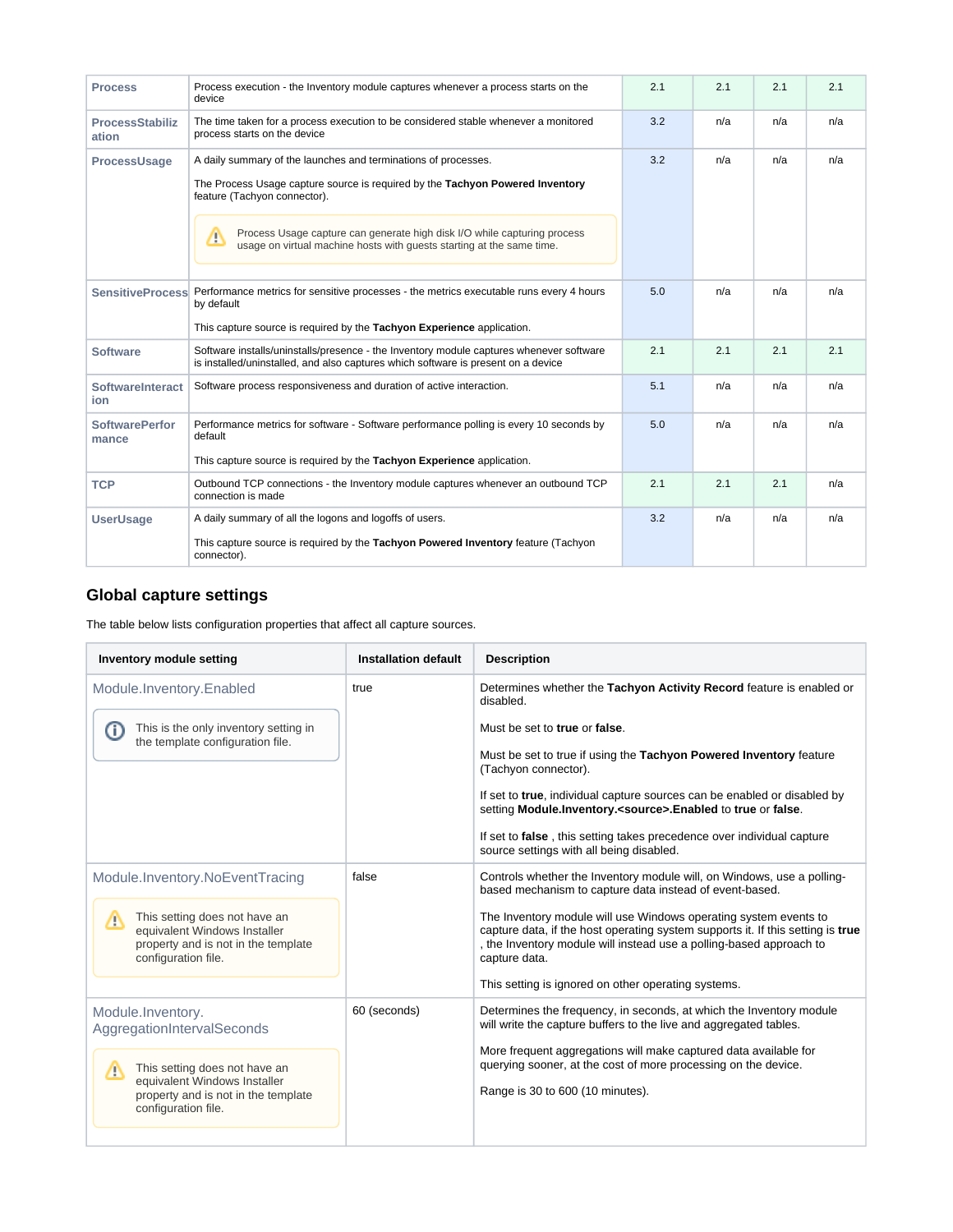| | | | | | |
|---|---|---|---|---|---|
| **Process** | Process execution - the Inventory module captures whenever a process starts on the device | 2.1 | 2.1 | 2.1 | 2.1 |
| **ProcessStabilization** | The time taken for a process execution to be considered stable whenever a monitored process starts on the device | 3.2 | n/a | n/a | n/a |
| **ProcessUsage** | A daily summary of the launches and terminations of processes.<br><br>The Process Usage capture source is required by the **Tachyon Powered Inventory** feature (Tachyon connector).<br><br>⚠ Process Usage capture can generate high disk I/O while capturing process usage on virtual machine hosts with guests starting at the same time. | 3.2 | n/a | n/a | n/a |
| **SensitiveProcess** | Performance metrics for sensitive processes - the metrics executable runs every 4 hours by default<br><br>This capture source is required by the **Tachyon Experience** application. | 5.0 | n/a | n/a | n/a |
| **Software** | Software installs/uninstalls/presence - the Inventory module captures whenever software is installed/uninstalled, and also captures which software is present on a device | 2.1 | 2.1 | 2.1 | 2.1 |
| **SoftwareInteraction** | Software process responsiveness and duration of active interaction. | 5.1 | n/a | n/a | n/a |
| **SoftwarePerformance** | Performance metrics for software - Software performance polling is every 10 seconds by default<br><br>This capture source is required by the **Tachyon Experience** application. | 5.0 | n/a | n/a | n/a |
| **TCP** | Outbound TCP connections - the Inventory module captures whenever an outbound TCP connection is made | 2.1 | 2.1 | 2.1 | n/a |
| **UserUsage** | A daily summary of all the logons and logoffs of users.<br><br>This capture source is required by the **Tachyon Powered Inventory** feature (Tachyon connector). | 3.2 | n/a | n/a | n/a |

## Global capture settings

The table below lists configuration properties that affect all capture sources.

| Inventory module setting | Installation default | Description |
|---|---|---|
| Module.Inventory.Enabled<br><br>ⓘ This is the only inventory setting in the template configuration file. | true | Determines whether the **Tachyon Activity Record** feature is enabled or disabled.<br><br>Must be set to **true** or **false**.<br><br>Must be set to true if using the **Tachyon Powered Inventory** feature (Tachyon connector).<br><br>If set to **true**, individual capture sources can be enabled or disabled by setting **Module.Inventory.<source>.Enabled** to **true** or **false**.<br><br>If set to **false** , this setting takes precedence over individual capture source settings with all being disabled. |
| Module.Inventory.NoEventTracing<br><br>⚠ This setting does not have an equivalent Windows Installer property and is not in the template configuration file. | false | Controls whether the Inventory module will, on Windows, use a polling-based mechanism to capture data instead of event-based.<br><br>The Inventory module will use Windows operating system events to capture data, if the host operating system supports it. If this setting is **true** , the Inventory module will instead use a polling-based approach to capture data.<br><br>This setting is ignored on other operating systems. |
| Module.Inventory. AggregationIntervalSeconds<br><br>⚠ This setting does not have an equivalent Windows Installer property and is not in the template configuration file. | 60 (seconds) | Determines the frequency, in seconds, at which the Inventory module will write the capture buffers to the live and aggregated tables.<br><br>More frequent aggregations will make captured data available for querying sooner, at the cost of more processing on the device.<br><br>Range is 30 to 600 (10 minutes). |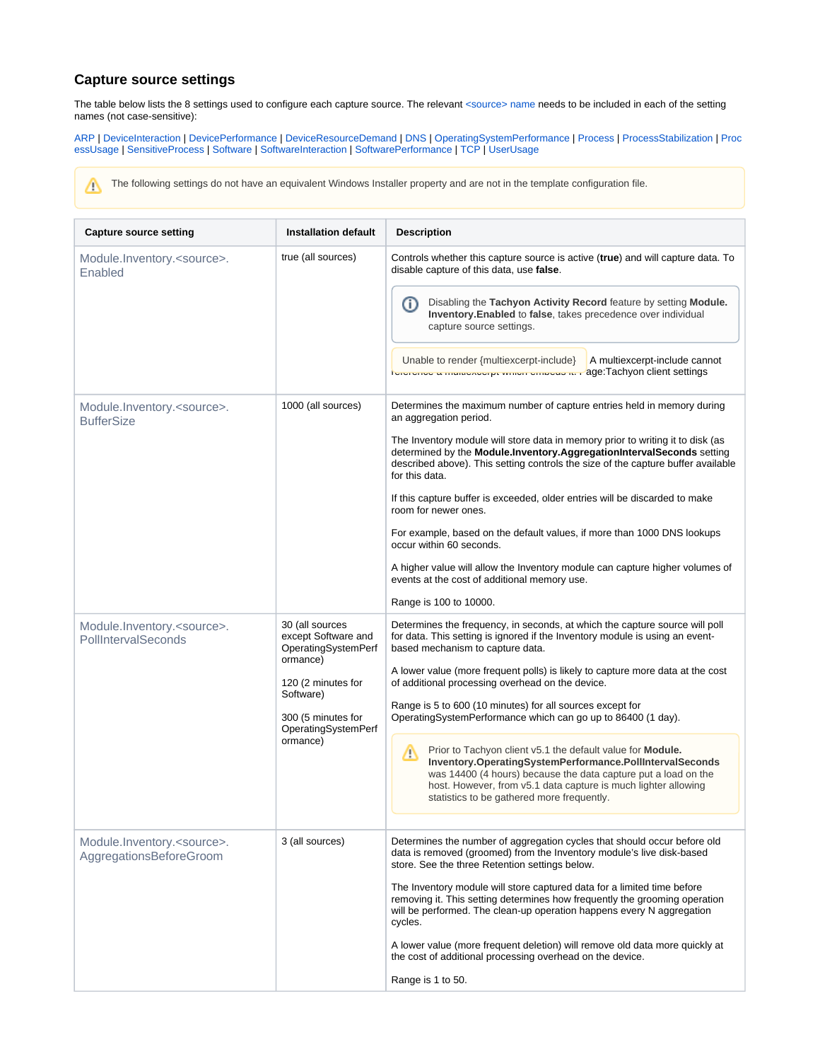## Capture source settings

The table below lists the 8 settings used to configure each capture source. The relevant <source> name needs to be included in each of the setting names (not case-sensitive):

ARP | DeviceInteraction | DevicePerformance | DeviceResourceDemand | DNS | OperatingSystemPerformance | Process | ProcessStabilization | ProcessUsage | SensitiveProcess | Software | SoftwareInteraction | SoftwarePerformance | TCP | UserUsage

> ⚠ The following settings do not have an equivalent Windows Installer property and are not in the template configuration file.

| Capture source setting | Installation default | Description |
|---|---|---|
| Module.Inventory.<source>.Enabled | true (all sources) | Controls whether this capture source is active (**true**) and will capture data. To disable capture of this data, use **false**.<br><br>ⓘ Disabling the **Tachyon Activity Record** feature by setting **Module.Inventory.Enabled** to **false**, takes precedence over individual capture source settings.<br><br>Unable to render {multiexcerpt-include} A multiexcerpt-include cannot reference a multiexcerpt which embeds it. Page:Tachyon client settings |
| Module.Inventory.<source>.BufferSize | 1000 (all sources) | Determines the maximum number of capture entries held in memory during an aggregation period.<br><br>The Inventory module will store data in memory prior to writing it to disk (as determined by the **Module.Inventory.AggregationIntervalSeconds** setting described above). This setting controls the size of the capture buffer available for this data.<br><br>If this capture buffer is exceeded, older entries will be discarded to make room for newer ones.<br><br>For example, based on the default values, if more than 1000 DNS lookups occur within 60 seconds.<br><br>A higher value will allow the Inventory module can capture higher volumes of events at the cost of additional memory use.<br><br>Range is 100 to 10000. |
| Module.Inventory.<source>.PollIntervalSeconds | 30 (all sources except Software and OperatingSystemPerformance)<br><br>120 (2 minutes for Software)<br><br>300 (5 minutes for OperatingSystemPerformance) | Determines the frequency, in seconds, at which the capture source will poll for data. This setting is ignored if the Inventory module is using an event-based mechanism to capture data.<br><br>A lower value (more frequent polls) is likely to capture more data at the cost of additional processing overhead on the device.<br><br>Range is 5 to 600 (10 minutes) for all sources except for OperatingSystemPerformance which can go up to 86400 (1 day).<br><br>⚠ Prior to Tachyon client v5.1 the default value for **Module.Inventory.OperatingSystemPerformance.PollIntervalSeconds** was 14400 (4 hours) because the data capture put a load on the host. However, from v5.1 data capture is much lighter allowing statistics to be gathered more frequently. |
| Module.Inventory.<source>.AggregationsBeforeGroom | 3 (all sources) | Determines the number of aggregation cycles that should occur before old data is removed (groomed) from the Inventory module's live disk-based store. See the three Retention settings below.<br><br>The Inventory module will store captured data for a limited time before removing it. This setting determines how frequently the grooming operation will be performed. The clean-up operation happens every N aggregation cycles.<br><br>A lower value (more frequent deletion) will remove old data more quickly at the cost of additional processing overhead on the device.<br><br>Range is 1 to 50. |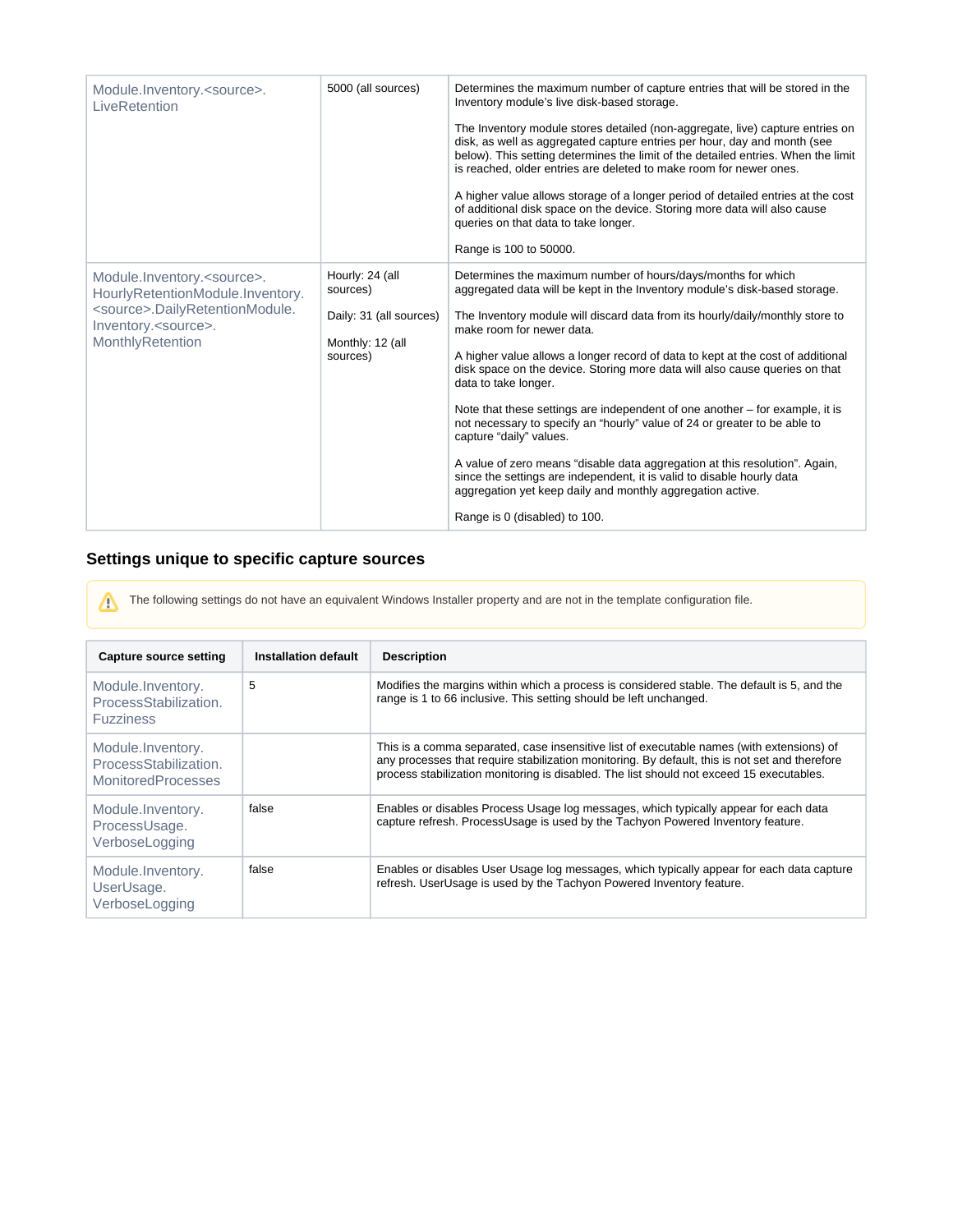| | | |
|---|---|---|
| Module.Inventory.<source>.LiveRetention | 5000 (all sources) | Determines the maximum number of capture entries that will be stored in the Inventory module's live disk-based storage.<br><br>The Inventory module stores detailed (non-aggregate, live) capture entries on disk, as well as aggregated capture entries per hour, day and month (see below). This setting determines the limit of the detailed entries. When the limit is reached, older entries are deleted to make room for newer ones.<br><br>A higher value allows storage of a longer period of detailed entries at the cost of additional disk space on the device. Storing more data will also cause queries on that data to take longer.<br><br>Range is 100 to 50000. |
| Module.Inventory.<source>.HourlyRetentionModule.Inventory.<source>.DailyRetentionModule.Inventory.<source>.MonthlyRetention | Hourly: 24 (all sources)<br><br>Daily: 31 (all sources)<br><br>Monthly: 12 (all sources) | Determines the maximum number of hours/days/months for which aggregated data will be kept in the Inventory module's disk-based storage.<br><br>The Inventory module will discard data from its hourly/daily/monthly store to make room for newer data.<br><br>A higher value allows a longer record of data to kept at the cost of additional disk space on the device. Storing more data will also cause queries on that data to take longer.<br><br>Note that these settings are independent of one another – for example, it is not necessary to specify an "hourly" value of 24 or greater to be able to capture "daily" values.<br><br>A value of zero means "disable data aggregation at this resolution". Again, since the settings are independent, it is valid to disable hourly data aggregation yet keep daily and monthly aggregation active.<br><br>Range is 0 (disabled) to 100. |

## Settings unique to specific capture sources

The following settings do not have an equivalent Windows Installer property and are not in the template configuration file.

| Capture source setting | Installation default | Description |
|---|---|---|
| Module.Inventory.ProcessStabilization.Fuzziness | 5 | Modifies the margins within which a process is considered stable. The default is 5, and the range is 1 to 66 inclusive. This setting should be left unchanged. |
| Module.Inventory.ProcessStabilization.MonitoredProcesses | | This is a comma separated, case insensitive list of executable names (with extensions) of any processes that require stabilization monitoring. By default, this is not set and therefore process stabilization monitoring is disabled. The list should not exceed 15 executables. |
| Module.Inventory.ProcessUsage.VerboseLogging | false | Enables or disables Process Usage log messages, which typically appear for each data capture refresh. ProcessUsage is used by the Tachyon Powered Inventory feature. |
| Module.Inventory.UserUsage.VerboseLogging | false | Enables or disables User Usage log messages, which typically appear for each data capture refresh. UserUsage is used by the Tachyon Powered Inventory feature. |